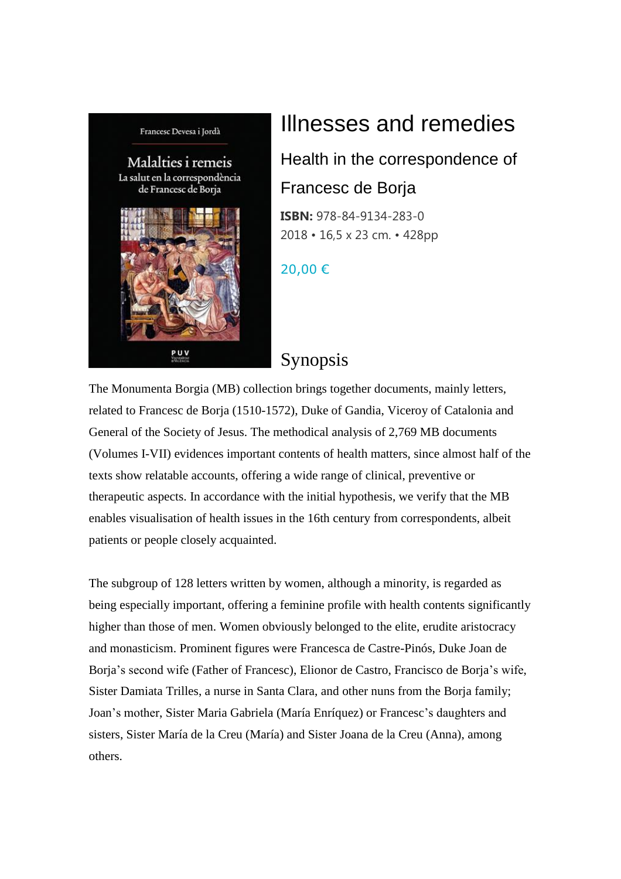# Illnesses and remedies

## Health in the correspondence of Francesc de Borja

**ISBN:** 978-84-9134-283-0

2018 • 16,5 x 23 cm. • 428pp

20,00 €

## Synopsis

The Monumenta Borgia (MB) collection brings together documents, mainly letters, related to Francesc de Borja (1510-1572), Duke of Gandia, Viceroy of Catalonia and General of the Society of Jesus. The methodical analysis of 2,769 MB documents (Volumes I-VII) evidences important contents of health matters, since almost half of the texts show relatable accounts, offering a wide range of clinical, preventive or therapeutic aspects. In accordance with the initial hypothesis, we verify that the MB enables visualisation of health issues in the 16th century from correspondents, albeit patients or people closely acquainted.

The subgroup of 128 letters written by women, although a minority, is regarded as being especially important, offering a feminine profile with health contents significantly higher than those of men. Women obviously belonged to the elite, erudite aristocracy and monasticism. Prominent figures were Francesca de Castre-Pinós, Duke Joan de Borja's second wife (Father of Francesc), Elionor de Castro, Francisco de Borja's wife, Sister Damiata Trilles, a nurse in Santa Clara, and other nuns from the Borja family; Joan's mother, Sister Maria Gabriela (María Enríquez) or Francesc's daughters and sisters, Sister María de la Creu (María) and Sister Joana de la Creu (Anna), among others.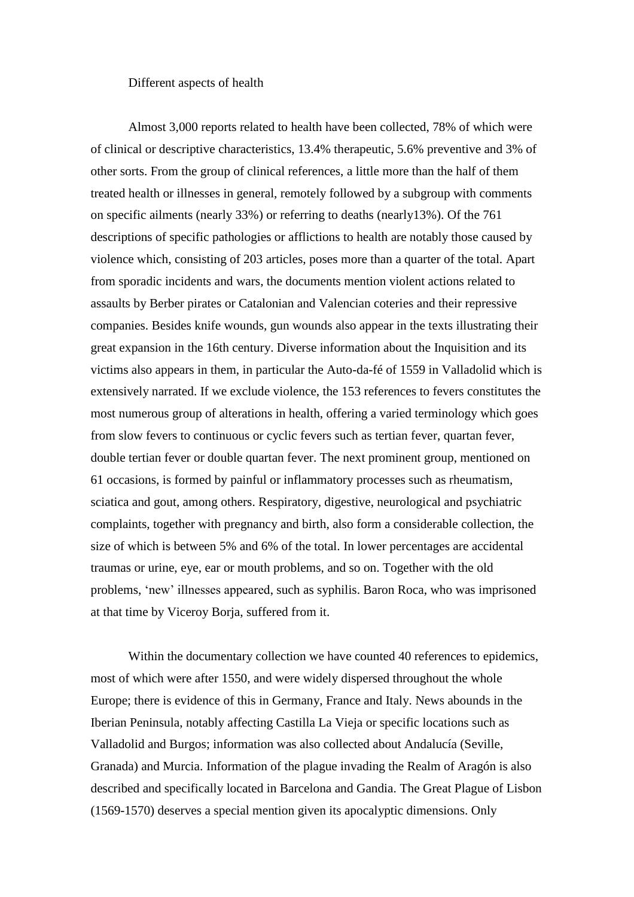## Different aspects of health

Almost 3,000 reports related to health have been collected, 78% of which were of clinical or descriptive characteristics, 13.4% therapeutic, 5.6% preventive and 3% of other sorts. From the group of clinical references, a little more than the half of them treated health or illnesses in general, remotely followed by a subgroup with comments on specific ailments (nearly 33%) or referring to deaths (nearly13%). Of the 761 descriptions of specific pathologies or afflictions to health are notably those caused by violence which, consisting of 203 articles, poses more than a quarter of the total. Apart from sporadic incidents and wars, the documents mention violent actions related to assaults by Berber pirates or Catalonian and Valencian coteries and their repressive companies. Besides knife wounds, gun wounds also appear in the texts illustrating their great expansion in the 16th century. Diverse information about the Inquisition and its victims also appears in them, in particular the Auto-da-fé of 1559 in Valladolid which is extensively narrated. If we exclude violence, the 153 references to fevers constitutes the most numerous group of alterations in health, offering a varied terminology which goes from slow fevers to continuous or cyclic fevers such as tertian fever, quartan fever, double tertian fever or double quartan fever. The next prominent group, mentioned on 61 occasions, is formed by painful or inflammatory processes such as rheumatism, sciatica and gout, among others. Respiratory, digestive, neurological and psychiatric complaints, together with pregnancy and birth, also form a considerable collection, the size of which is between 5% and 6% of the total. In lower percentages are accidental traumas or urine, eye, ear or mouth problems, and so on. Together with the old problems, 'new' illnesses appeared, such as syphilis. Baron Roca, who was imprisoned at that time by Viceroy Borja, suffered from it.

Within the documentary collection we have counted 40 references to epidemics, most of which were after 1550, and were widely dispersed throughout the whole Europe; there is evidence of this in Germany, France and Italy. News abounds in the Iberian Peninsula, notably affecting Castilla La Vieja or specific locations such as Valladolid and Burgos; information was also collected about Andalucía (Seville, Granada) and Murcia. Information of the plague invading the Realm of Aragón is also described and specifically located in Barcelona and Gandia. The Great Plague of Lisbon (1569-1570) deserves a special mention given its apocalyptic dimensions. Only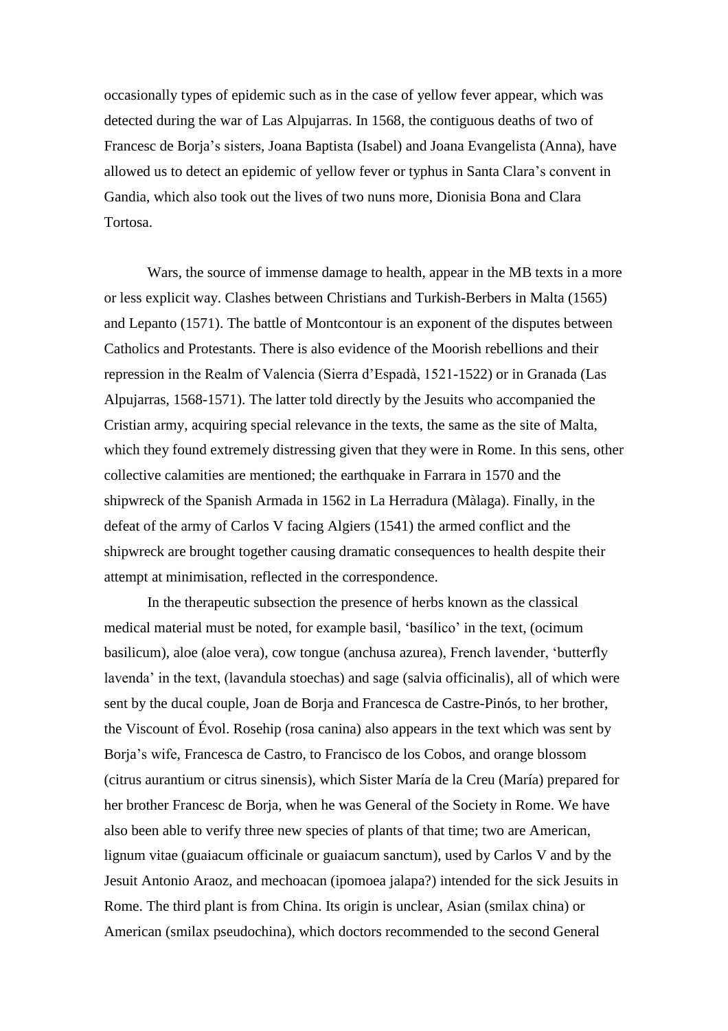occasionally types of epidemic such as in the case of yellow fever appear, which was detected during the war of Las Alpujarras. In 1568, the contiguous deaths of two of Francesc de Borja's sisters, Joana Baptista (Isabel) and Joana Evangelista (Anna), have allowed us to detect an epidemic of yellow fever or typhus in Santa Clara's convent in Gandia, which also took out the lives of two nuns more, Dionisia Bona and Clara Tortosa.

Wars, the source of immense damage to health, appear in the MB texts in a more or less explicit way. Clashes between Christians and Turkish-Berbers in Malta (1565) and Lepanto (1571). The battle of Montcontour is an exponent of the disputes between Catholics and Protestants. There is also evidence of the Moorish rebellions and their repression in the Realm of Valencia (Sierra d'Espadà, 1521-1522) or in Granada (Las Alpujarras, 1568-1571). The latter told directly by the Jesuits who accompanied the Cristian army, acquiring special relevance in the texts, the same as the site of Malta, which they found extremely distressing given that they were in Rome. In this sens, other collective calamities are mentioned; the earthquake in Farrara in 1570 and the shipwreck of the Spanish Armada in 1562 in La Herradura (Màlaga). Finally, in the defeat of the army of Carlos V facing Algiers (1541) the armed conflict and the shipwreck are brought together causing dramatic consequences to health despite their attempt at minimisation, reflected in the correspondence.

In the therapeutic subsection the presence of herbs known as the classical medical material must be noted, for example basil, 'basílico' in the text, (ocimum basilicum), aloe (aloe vera), cow tongue (anchusa azurea), French lavender, 'butterfly lavenda' in the text, (lavandula stoechas) and sage (salvia officinalis), all of which were sent by the ducal couple, Joan de Borja and Francesca de Castre-Pinós, to her brother, the Viscount of Évol. Rosehip (rosa canina) also appears in the text which was sent by Borja's wife, Francesca de Castro, to Francisco de los Cobos, and orange blossom (citrus aurantium or citrus sinensis), which Sister María de la Creu (María) prepared for her brother Francesc de Borja, when he was General of the Society in Rome. We have also been able to verify three new species of plants of that time; two are American, lignum vitae (guaiacum officinale or guaiacum sanctum), used by Carlos V and by the Jesuit Antonio Araoz, and mechoacan (ipomoea jalapa?) intended for the sick Jesuits in Rome. The third plant is from China. Its origin is unclear, Asian (smilax china) or American (smilax pseudochina), which doctors recommended to the second General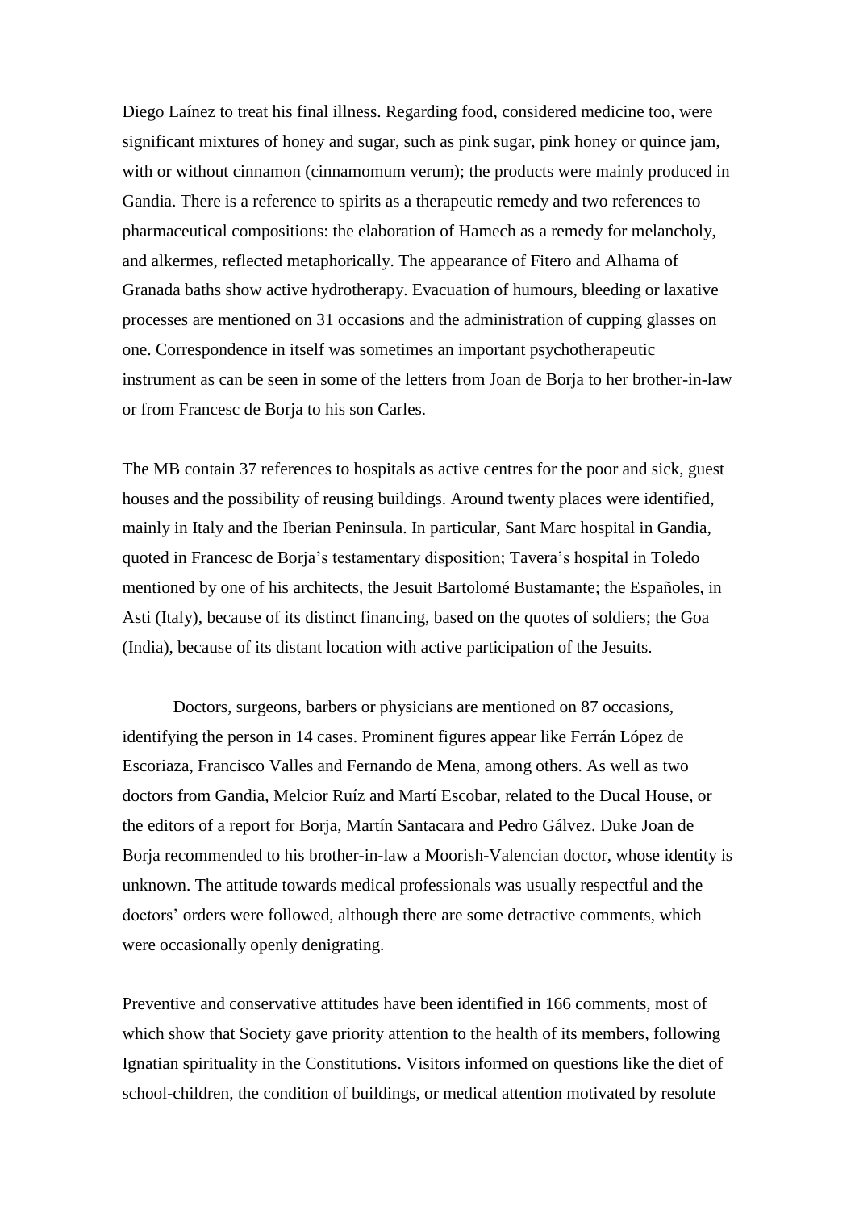Diego Laínez to treat his final illness. Regarding food, considered medicine too, were significant mixtures of honey and sugar, such as pink sugar, pink honey or quince jam, with or without cinnamon (cinnamomum verum); the products were mainly produced in Gandia. There is a reference to spirits as a therapeutic remedy and two references to pharmaceutical compositions: the elaboration of Hamech as a remedy for melancholy, and alkermes, reflected metaphorically. The appearance of Fitero and Alhama of Granada baths show active hydrotherapy. Evacuation of humours, bleeding or laxative processes are mentioned on 31 occasions and the administration of cupping glasses on one. Correspondence in itself was sometimes an important psychotherapeutic instrument as can be seen in some of the letters from Joan de Borja to her brother-in-law or from Francesc de Borja to his son Carles.

The MB contain 37 references to hospitals as active centres for the poor and sick, guest houses and the possibility of reusing buildings. Around twenty places were identified, mainly in Italy and the Iberian Peninsula. In particular, Sant Marc hospital in Gandia, quoted in Francesc de Borja's testamentary disposition; Tavera's hospital in Toledo mentioned by one of his architects, the Jesuit Bartolomé Bustamante; the Españoles, in Asti (Italy), because of its distinct financing, based on the quotes of soldiers; the Goa (India), because of its distant location with active participation of the Jesuits.

Doctors, surgeons, barbers or physicians are mentioned on 87 occasions, identifying the person in 14 cases. Prominent figures appear like Ferrán López de Escoriaza, Francisco Valles and Fernando de Mena, among others. As well as two doctors from Gandia, Melcior Ruíz and Martí Escobar, related to the Ducal House, or the editors of a report for Borja, Martín Santacara and Pedro Gálvez. Duke Joan de Borja recommended to his brother-in-law a Moorish-Valencian doctor, whose identity is unknown. The attitude towards medical professionals was usually respectful and the doctors' orders were followed, although there are some detractive comments, which were occasionally openly denigrating.

Preventive and conservative attitudes have been identified in 166 comments, most of which show that Society gave priority attention to the health of its members, following Ignatian spirituality in the Constitutions. Visitors informed on questions like the diet of school-children, the condition of buildings, or medical attention motivated by resolute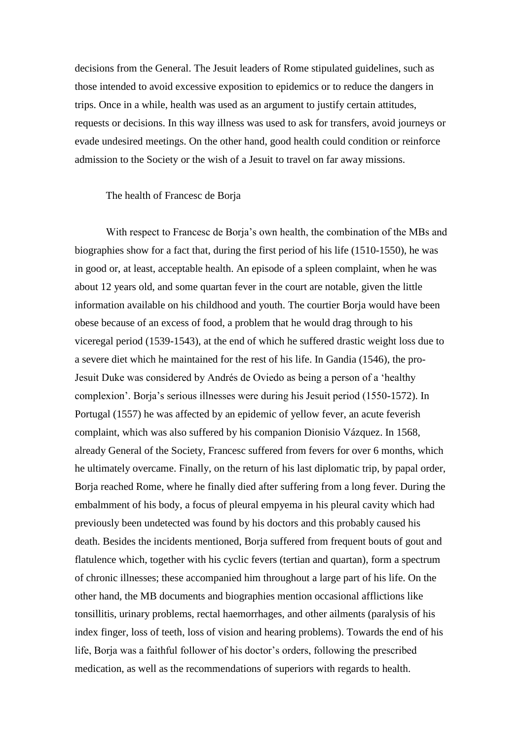decisions from the General. The Jesuit leaders of Rome stipulated guidelines, such as those intended to avoid excessive exposition to epidemics or to reduce the dangers in trips. Once in a while, health was used as an argument to justify certain attitudes, requests or decisions. In this way illness was used to ask for transfers, avoid journeys or evade undesired meetings. On the other hand, good health could condition or reinforce admission to the Society or the wish of a Jesuit to travel on far away missions.

## The health of Francesc de Borja

With respect to Francesc de Borja's own health, the combination of the MBs and biographies show for a fact that, during the first period of his life (1510-1550), he was in good or, at least, acceptable health. An episode of a spleen complaint, when he was about 12 years old, and some quartan fever in the court are notable, given the little information available on his childhood and youth. The courtier Borja would have been obese because of an excess of food, a problem that he would drag through to his viceregal period (1539-1543), at the end of which he suffered drastic weight loss due to a severe diet which he maintained for the rest of his life. In Gandia (1546), the pro-Jesuit Duke was considered by Andrés de Oviedo as being a person of a 'healthy complexion'. Borja's serious illnesses were during his Jesuit period (1550-1572). In Portugal (1557) he was affected by an epidemic of yellow fever, an acute feverish complaint, which was also suffered by his companion Dionisio Vázquez. In 1568, already General of the Society, Francesc suffered from fevers for over 6 months, which he ultimately overcame. Finally, on the return of his last diplomatic trip, by papal order, Borja reached Rome, where he finally died after suffering from a long fever. During the embalmment of his body, a focus of pleural empyema in his pleural cavity which had previously been undetected was found by his doctors and this probably caused his death. Besides the incidents mentioned, Borja suffered from frequent bouts of gout and flatulence which, together with his cyclic fevers (tertian and quartan), form a spectrum of chronic illnesses; these accompanied him throughout a large part of his life. On the other hand, the MB documents and biographies mention occasional afflictions like tonsillitis, urinary problems, rectal haemorrhages, and other ailments (paralysis of his index finger, loss of teeth, loss of vision and hearing problems). Towards the end of his life, Borja was a faithful follower of his doctor's orders, following the prescribed medication, as well as the recommendations of superiors with regards to health.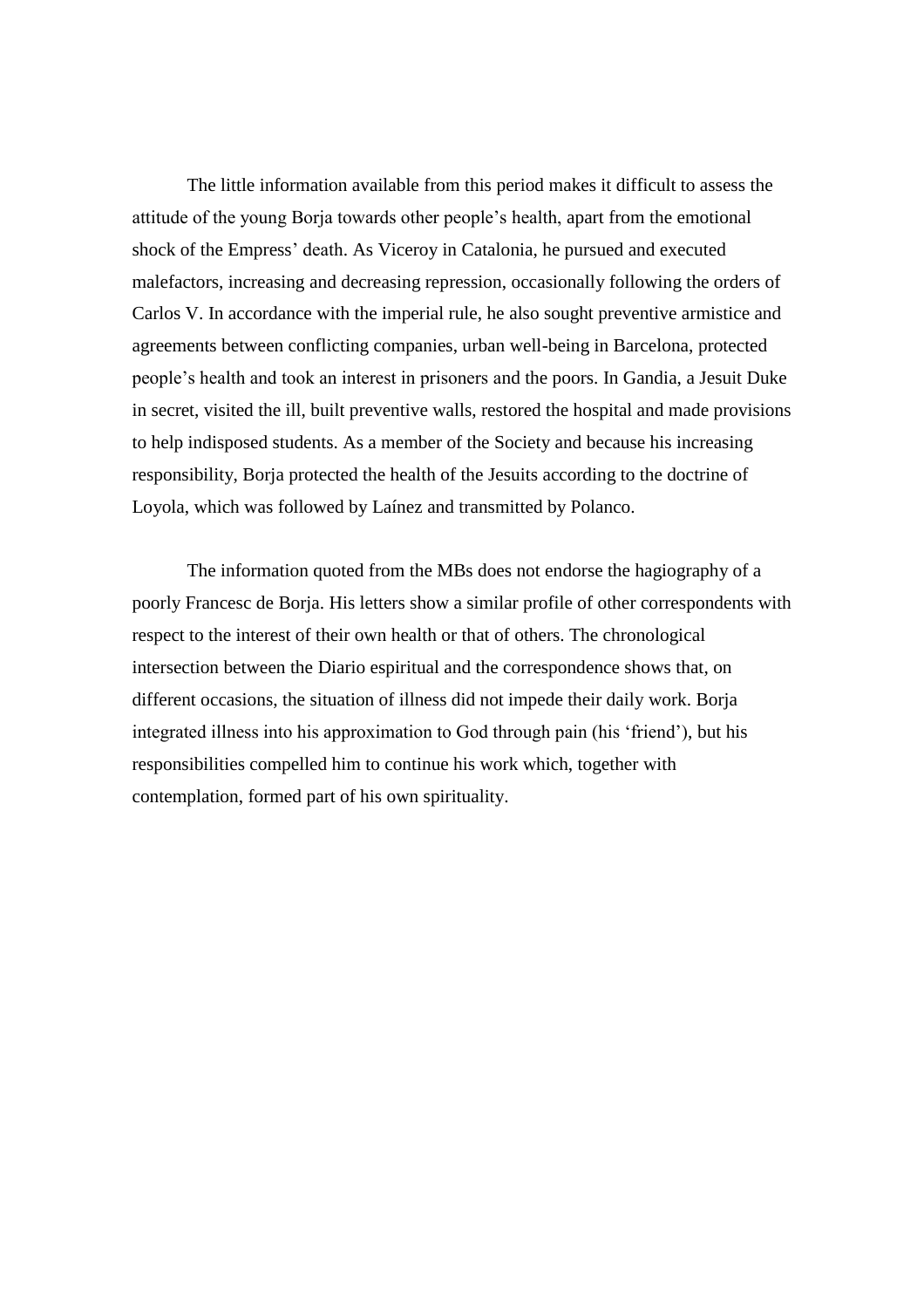The little information available from this period makes it difficult to assess the attitude of the young Borja towards other people's health, apart from the emotional shock of the Empress' death. As Viceroy in Catalonia, he pursued and executed malefactors, increasing and decreasing repression, occasionally following the orders of Carlos V. In accordance with the imperial rule, he also sought preventive armistice and agreements between conflicting companies, urban well-being in Barcelona, protected people's health and took an interest in prisoners and the poors. In Gandia, a Jesuit Duke in secret, visited the ill, built preventive walls, restored the hospital and made provisions to help indisposed students. As a member of the Society and because his increasing responsibility, Borja protected the health of the Jesuits according to the doctrine of Loyola, which was followed by Laínez and transmitted by Polanco.

The information quoted from the MBs does not endorse the hagiography of a poorly Francesc de Borja. His letters show a similar profile of other correspondents with respect to the interest of their own health or that of others. The chronological intersection between the Diario espiritual and the correspondence shows that, on different occasions, the situation of illness did not impede their daily work. Borja integrated illness into his approximation to God through pain (his 'friend'), but his responsibilities compelled him to continue his work which, together with contemplation, formed part of his own spirituality.